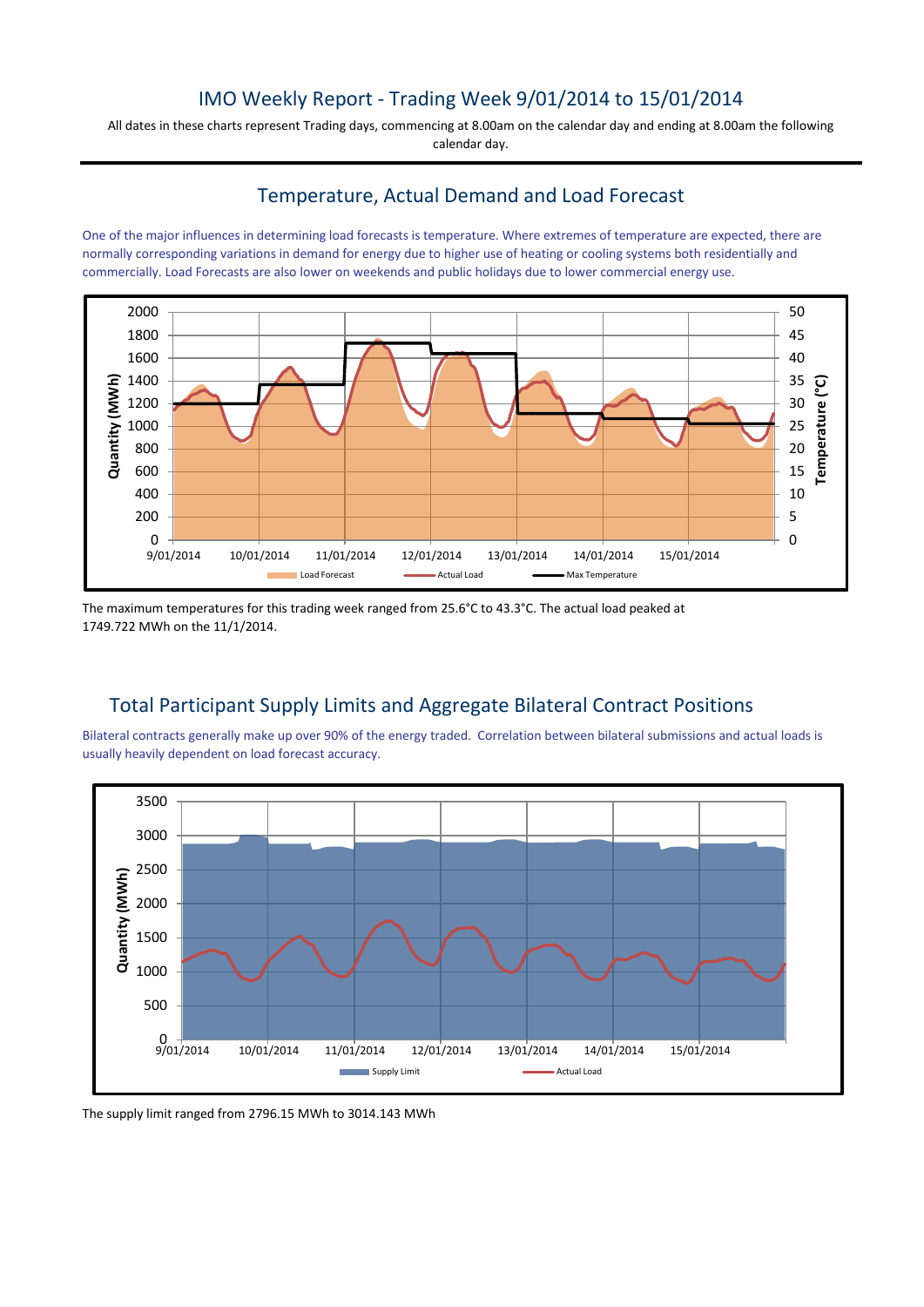# IMO Weekly Report - Trading Week 9/01/2014 to 15/01/2014

All dates in these charts represent Trading days, commencing at 8.00am on the calendar day and ending at 8.00am the following calendar day.

## Temperature, Actual Demand and Load Forecast

One of the major influences in determining load forecasts is temperature. Where extremes of temperature are expected, there are normally corresponding variations in demand for energy due to higher use of heating or cooling systems both residentially and commercially. Load Forecasts are also lower on weekends and public holidays due to lower commercial energy use.

The maximum temperatures for this trading week ranged from 25.6°C to 43.3°C. The actual load peaked at 1749.722 MWh on the 11/1/2014.

## Total Participant Supply Limits and Aggregate Bilateral Contract Positions

Bilateral contracts generally make up over 90% of the energy traded. Correlation between bilateral submissions and actual loads is usually heavily dependent on load forecast accuracy.

The supply limit ranged from 2796.15 MWh to 3014.143 MWh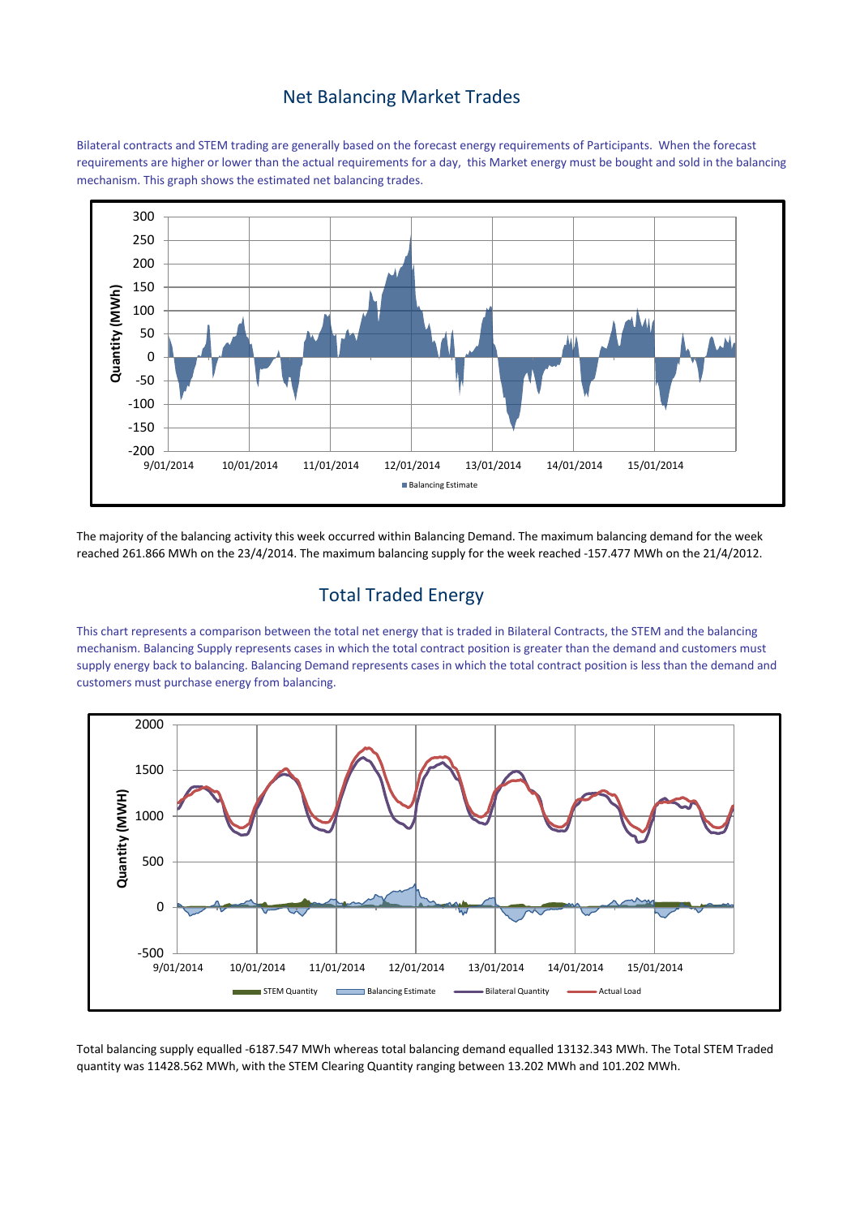# Net Balancing Market Trades

Bilateral contracts and STEM trading are generally based on the forecast energy requirements of Participants. When the forecast requirements are higher or lower than the actual requirements for a day, this Market energy must be bought and sold in the balancing mechanism. This graph shows the estimated net balancing trades.

The majority of the balancing activity this week occurred within Balancing Demand. The maximum balancing demand for the week reached 261.866 MWh on the 23/4/2014. The maximum balancing supply for the week reached -157.477 MWh on the 21/4/2012.

# Total Traded Energy

This chart represents a comparison between the total net energy that is traded in Bilateral Contracts, the STEM and the balancing mechanism. Balancing Supply represents cases in which the total contract position is greater than the demand and customers must supply energy back to balancing. Balancing Demand represents cases in which the total contract position is less than the demand and customers must purchase energy from balancing.

Total balancing supply equalled -6187.547 MWh whereas total balancing demand equalled 13132.343 MWh. The Total STEM Traded quantity was 11428.562 MWh, with the STEM Clearing Quantity ranging between 13.202 MWh and 101.202 MWh.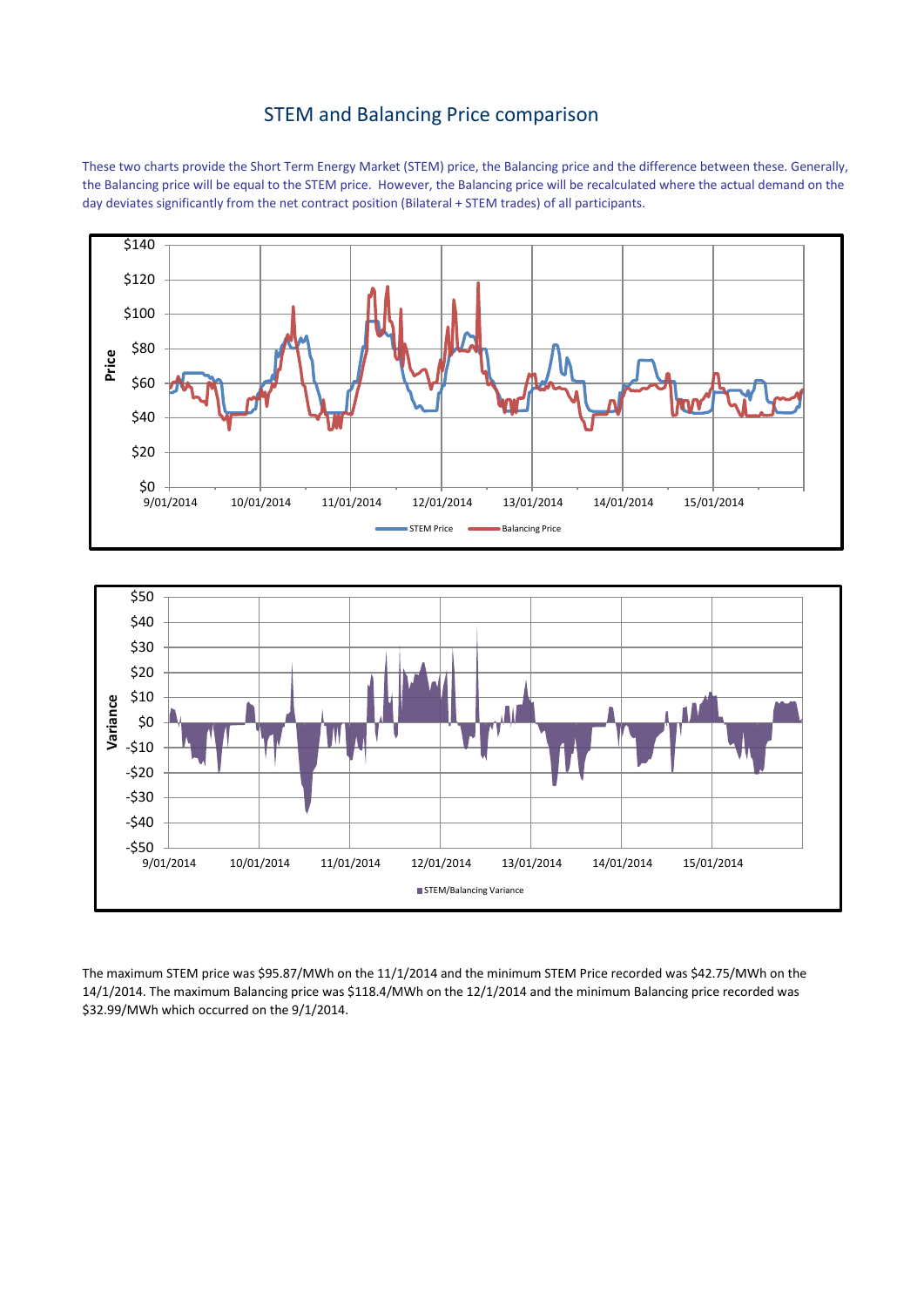# STEM and Balancing Price comparison

These two charts provide the Short Term Energy Market (STEM) price, the Balancing price and the difference between these. Generally, the Balancing price will be equal to the STEM price. However, the Balancing price will be recalculated where the actual demand on the day deviates significantly from the net contract position (Bilateral + STEM trades) of all participants.

Price

$140
$120
$100
$80
$60
$40
$20
$0

9/01/2014 10/01/2014 11/01/2014 12/01/2014 13/01/2014 14/01/2014 15/01/2014

STEM Price
Balancing Price

Variance

$50
$40
$30
$20
$10
$0
-$10
-$20
-$30
-$40
-$50

9/01/2014 10/01/2014 11/01/2014 12/01/2014 13/01/2014 14/01/2014 15/01/2014

STEM/Balancing Variance

The maximum STEM price was $95.87/MWh on the 11/1/2014 and the minimum STEM Price recorded was $42.75/MWh on the 14/1/2014. The maximum Balancing price was $118.4/MWh on the 12/1/2014 and the minimum Balancing price recorded was $32.99/MWh which occurred on the 9/1/2014.